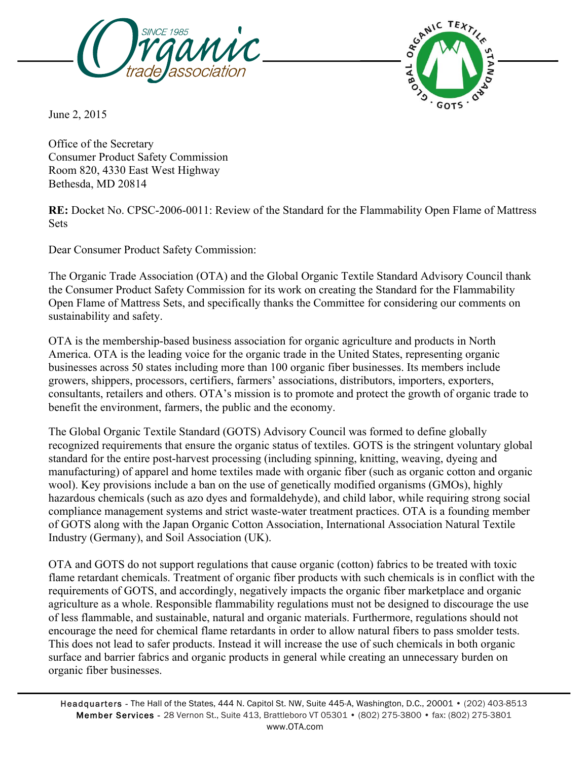June 2, 2015

Office of the Secretary
Consumer Product Safety Commission
Room 820, 4330 East West Highway
Bethesda, MD 20814

**RE:** Docket No. CPSC-2006-0011: Review of the Standard for the Flammability Open Flame of Mattress Sets

Dear Consumer Product Safety Commission:

The Organic Trade Association (OTA) and the Global Organic Textile Standard Advisory Council thank the Consumer Product Safety Commission for its work on creating the Standard for the Flammability Open Flame of Mattress Sets, and specifically thanks the Committee for considering our comments on sustainability and safety.

OTA is the membership-based business association for organic agriculture and products in North America. OTA is the leading voice for the organic trade in the United States, representing organic businesses across 50 states including more than 100 organic fiber businesses. Its members include growers, shippers, processors, certifiers, farmers' associations, distributors, importers, exporters, consultants, retailers and others. OTA's mission is to promote and protect the growth of organic trade to benefit the environment, farmers, the public and the economy.

The Global Organic Textile Standard (GOTS) Advisory Council was formed to define globally recognized requirements that ensure the organic status of textiles. GOTS is the stringent voluntary global standard for the entire post-harvest processing (including spinning, knitting, weaving, dyeing and manufacturing) of apparel and home textiles made with organic fiber (such as organic cotton and organic wool). Key provisions include a ban on the use of genetically modified organisms (GMOs), highly hazardous chemicals (such as azo dyes and formaldehyde), and child labor, while requiring strong social compliance management systems and strict waste-water treatment practices. OTA is a founding member of GOTS along with the Japan Organic Cotton Association, International Association Natural Textile Industry (Germany), and Soil Association (UK).

OTA and GOTS do not support regulations that cause organic (cotton) fabrics to be treated with toxic flame retardant chemicals. Treatment of organic fiber products with such chemicals is in conflict with the requirements of GOTS, and accordingly, negatively impacts the organic fiber marketplace and organic agriculture as a whole. Responsible flammability regulations must not be designed to discourage the use of less flammable, and sustainable, natural and organic materials. Furthermore, regulations should not encourage the need for chemical flame retardants in order to allow natural fibers to pass smolder tests. This does not lead to safer products. Instead it will increase the use of such chemicals in both organic surface and barrier fabrics and organic products in general while creating an unnecessary burden on organic fiber businesses.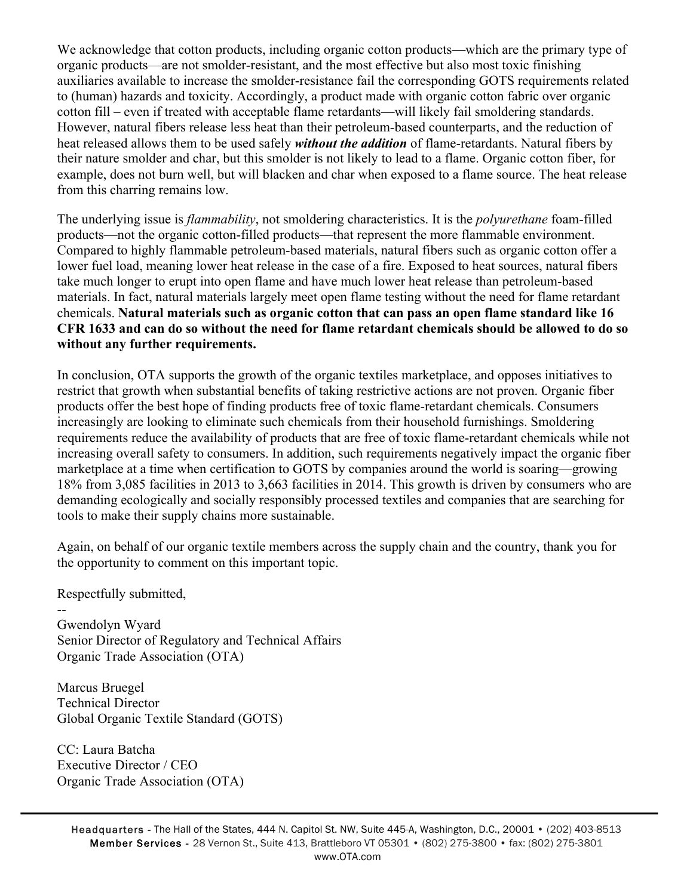We acknowledge that cotton products, including organic cotton products—which are the primary type of organic products—are not smolder-resistant, and the most effective but also most toxic finishing auxiliaries available to increase the smolder-resistance fail the corresponding GOTS requirements related to (human) hazards and toxicity. Accordingly, a product made with organic cotton fabric over organic cotton fill – even if treated with acceptable flame retardants—will likely fail smoldering standards. However, natural fibers release less heat than their petroleum-based counterparts, and the reduction of heat released allows them to be used safely ***without the addition*** of flame-retardants. Natural fibers by their nature smolder and char, but this smolder is not likely to lead to a flame. Organic cotton fiber, for example, does not burn well, but will blacken and char when exposed to a flame source. The heat release from this charring remains low.

The underlying issue is *flammability*, not smoldering characteristics. It is the *polyurethane* foam-filled products—not the organic cotton-filled products—that represent the more flammable environment. Compared to highly flammable petroleum-based materials, natural fibers such as organic cotton offer a lower fuel load, meaning lower heat release in the case of a fire. Exposed to heat sources, natural fibers take much longer to erupt into open flame and have much lower heat release than petroleum-based materials. In fact, natural materials largely meet open flame testing without the need for flame retardant chemicals. **Natural materials such as organic cotton that can pass an open flame standard like 16 CFR 1633 and can do so without the need for flame retardant chemicals should be allowed to do so without any further requirements.**

In conclusion, OTA supports the growth of the organic textiles marketplace, and opposes initiatives to restrict that growth when substantial benefits of taking restrictive actions are not proven. Organic fiber products offer the best hope of finding products free of toxic flame-retardant chemicals. Consumers increasingly are looking to eliminate such chemicals from their household furnishings. Smoldering requirements reduce the availability of products that are free of toxic flame-retardant chemicals while not increasing overall safety to consumers. In addition, such requirements negatively impact the organic fiber marketplace at a time when certification to GOTS by companies around the world is soaring—growing 18% from 3,085 facilities in 2013 to 3,663 facilities in 2014. This growth is driven by consumers who are demanding ecologically and socially responsibly processed textiles and companies that are searching for tools to make their supply chains more sustainable.

Again, on behalf of our organic textile members across the supply chain and the country, thank you for the opportunity to comment on this important topic.

Respectfully submitted,

--
Gwendolyn Wyard
Senior Director of Regulatory and Technical Affairs
Organic Trade Association (OTA)

Marcus Bruegel
Technical Director
Global Organic Textile Standard (GOTS)

CC: Laura Batcha
Executive Director / CEO
Organic Trade Association (OTA)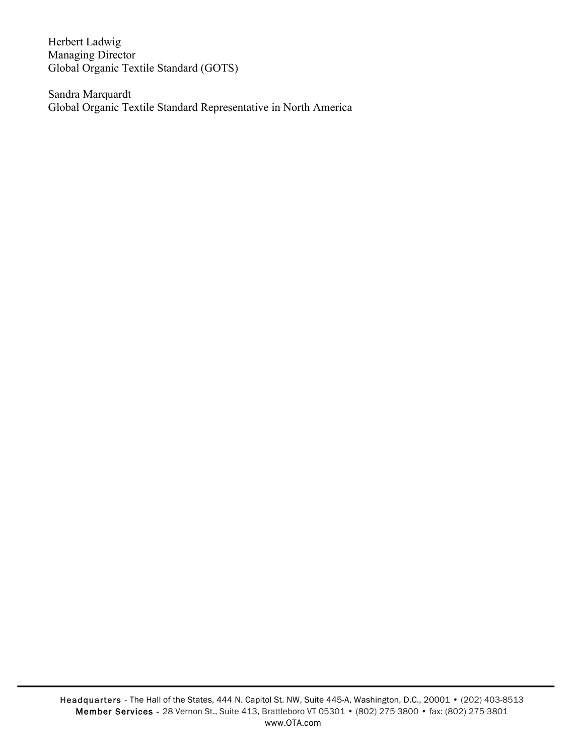Herbert Ladwig
Managing Director
Global Organic Textile Standard (GOTS)

Sandra Marquardt
Global Organic Textile Standard Representative in North America